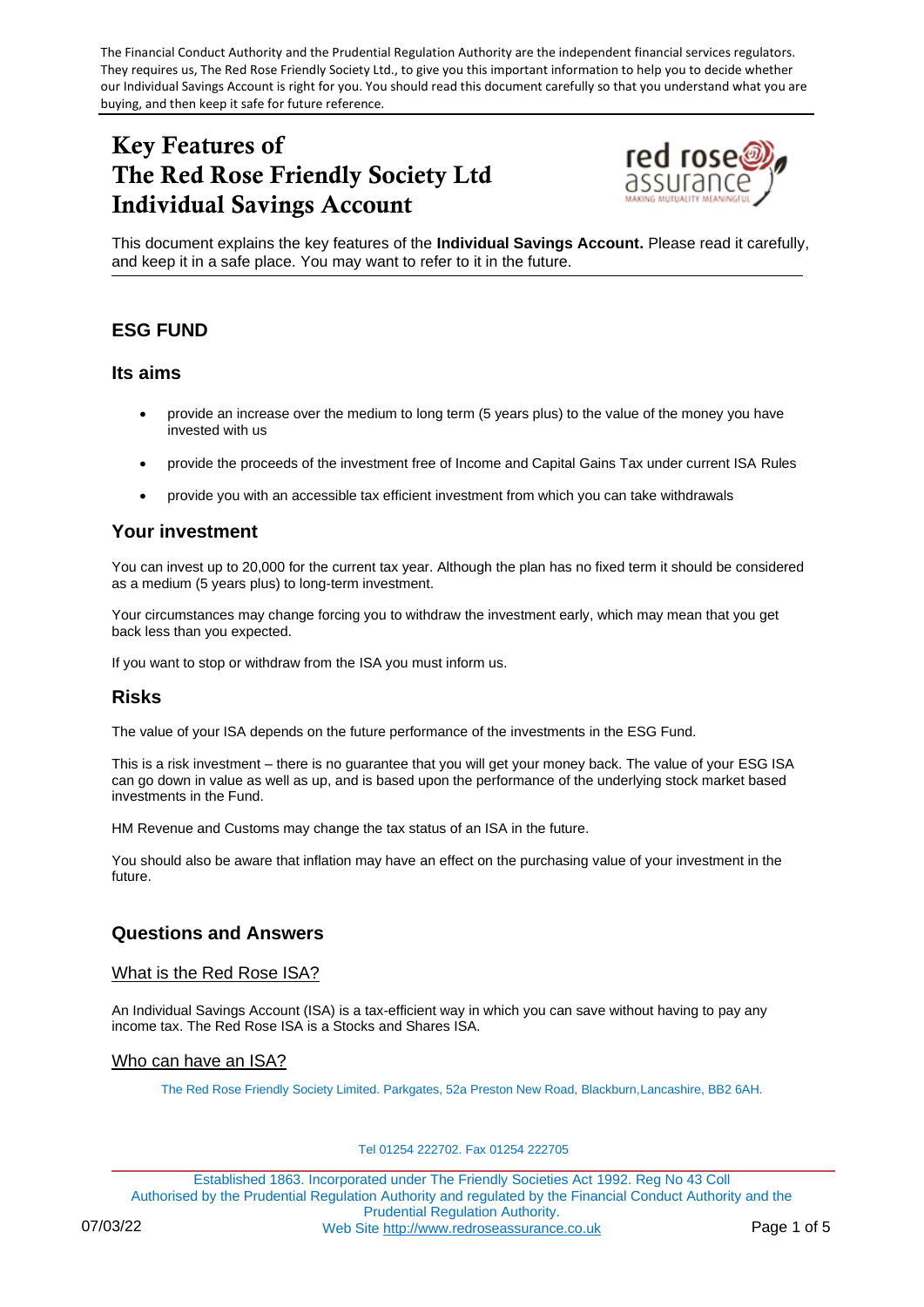The Financial Conduct Authority and the Prudential Regulation Authority are the independent financial services regulators. They requires us, The Red Rose Friendly Society Ltd., to give you this important information to help you to decide whether our Individual Savings Account is right for you. You should read this document carefully so that you understand what you are buying, and then keep it safe for future reference.

# Key Features of The Red Rose Friendly Society Ltd Individual Savings Account

This document explains the key features of the **Individual Savings Account.** Please read it carefully, and keep it in a safe place. You may want to refer to it in the future.

## ESG FUND

### Its aims

- provide an increase over the medium to long term (5 years plus) to the value of the money you have invested with us
- provide the proceeds of the investment free of Income and Capital Gains Tax under current ISA Rules
- provide you with an accessible tax efficient investment from which you can take withdrawals

### Your investment

You can invest up to 20,000 for the current tax year. Although the plan has no fixed term it should be considered as a medium (5 years plus) to long-term investment.

Your circumstances may change forcing you to withdraw the investment early, which may mean that you get back less than you expected.

If you want to stop or withdraw from the ISA you must inform us.

### Risks

The value of your ISA depends on the future performance of the investments in the ESG Fund.

This is a risk investment – there is no guarantee that you will get your money back. The value of your ESG ISA can go down in value as well as up, and is based upon the performance of the underlying stock market based investments in the Fund.

HM Revenue and Customs may change the tax status of an ISA in the future.

You should also be aware that inflation may have an effect on the purchasing value of your investment in the future.

## Questions and Answers

### What is the Red Rose ISA?

An Individual Savings Account (ISA) is a tax-efficient way in which you can save without having to pay any income tax. The Red Rose ISA is a Stocks and Shares ISA.

### Who can have an ISA?

The Red Rose Friendly Society Limited. Parkgates, 52a Preston New Road, Blackburn, Lancashire, BB2 6AH.

Tel 01254 222702. Fax 01254 222705

Established 1863. Incorporated under The Friendly Societies Act 1992. Reg No 43 Coll
Authorised by the Prudential Regulation Authority and regulated by the Financial Conduct Authority and the Prudential Regulation Authority.
Web Site http://www.redroseassurance.co.uk

07/03/22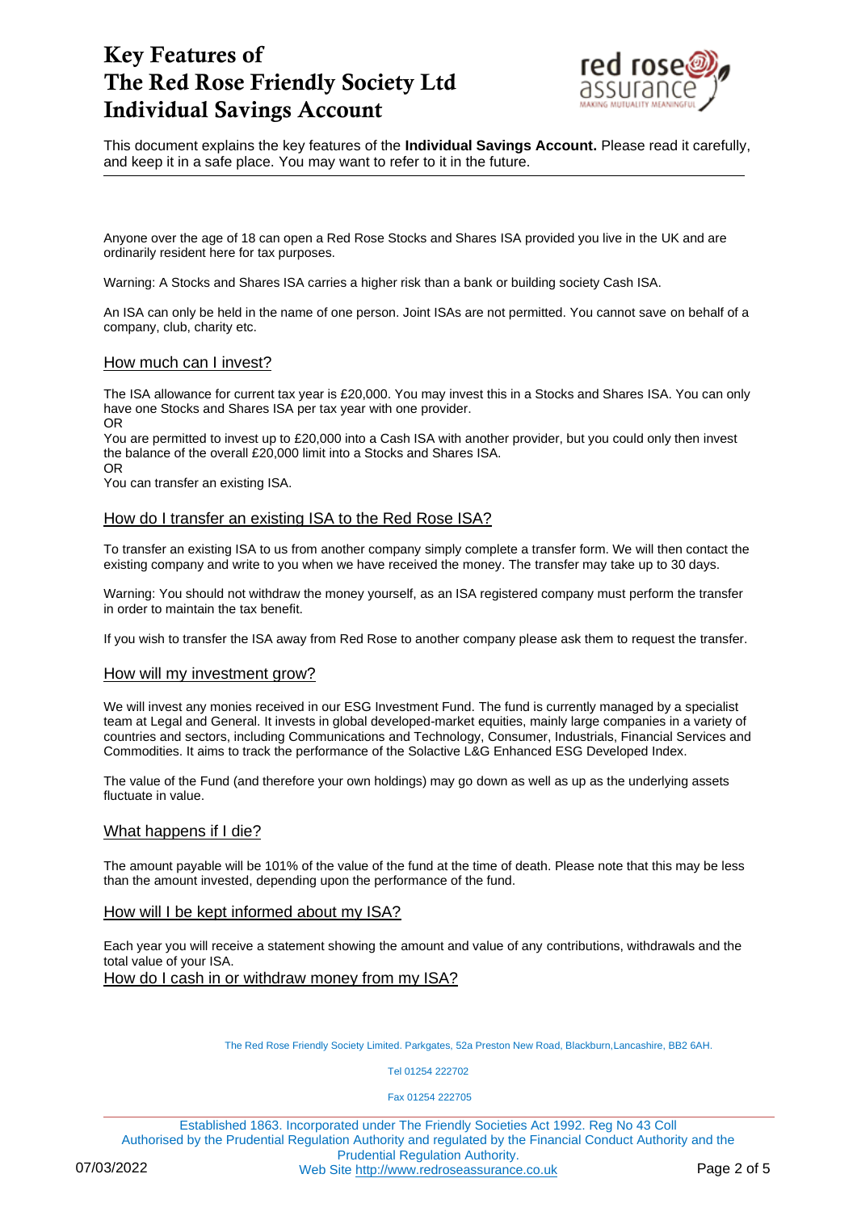# Key Features of The Red Rose Friendly Society Ltd Individual Savings Account

This document explains the key features of the **Individual Savings Account.** Please read it carefully, and keep it in a safe place. You may want to refer to it in the future.

---

Anyone over the age of 18 can open a Red Rose Stocks and Shares ISA provided you live in the UK and are ordinarily resident here for tax purposes.

Warning: A Stocks and Shares ISA carries a higher risk than a bank or building society Cash ISA.

An ISA can only be held in the name of one person. Joint ISAs are not permitted. You cannot save on behalf of a company, club, charity etc.

## How much can I invest?

The ISA allowance for current tax year is £20,000. You may invest this in a Stocks and Shares ISA. You can only have one Stocks and Shares ISA per tax year with one provider.

OR

You are permitted to invest up to £20,000 into a Cash ISA with another provider, but you could only then invest the balance of the overall £20,000 limit into a Stocks and Shares ISA.

OR

You can transfer an existing ISA.

## How do I transfer an existing ISA to the Red Rose ISA?

To transfer an existing ISA to us from another company simply complete a transfer form. We will then contact the existing company and write to you when we have received the money. The transfer may take up to 30 days.

Warning: You should not withdraw the money yourself, as an ISA registered company must perform the transfer in order to maintain the tax benefit.

If you wish to transfer the ISA away from Red Rose to another company please ask them to request the transfer.

## How will my investment grow?

We will invest any monies received in our ESG Investment Fund. The fund is currently managed by a specialist team at Legal and General. It invests in global developed-market equities, mainly large companies in a variety of countries and sectors, including Communications and Technology, Consumer, Industrials, Financial Services and Commodities. It aims to track the performance of the Solactive L&G Enhanced ESG Developed Index.

The value of the Fund (and therefore your own holdings) may go down as well as up as the underlying assets fluctuate in value.

## What happens if I die?

The amount payable will be 101% of the value of the fund at the time of death. Please note that this may be less than the amount invested, depending upon the performance of the fund.

## How will I be kept informed about my ISA?

Each year you will receive a statement showing the amount and value of any contributions, withdrawals and the total value of your ISA.

## How do I cash in or withdraw money from my ISA?

The Red Rose Friendly Society Limited. Parkgates, 52a Preston New Road, Blackburn,Lancashire, BB2 6AH.

Tel 01254 222702

Fax 01254 222705

Established 1863. Incorporated under The Friendly Societies Act 1992. Reg No 43 Coll
Authorised by the Prudential Regulation Authority and regulated by the Financial Conduct Authority and the Prudential Regulation Authority.
Web Site http://www.redroseassurance.co.uk

07/03/2022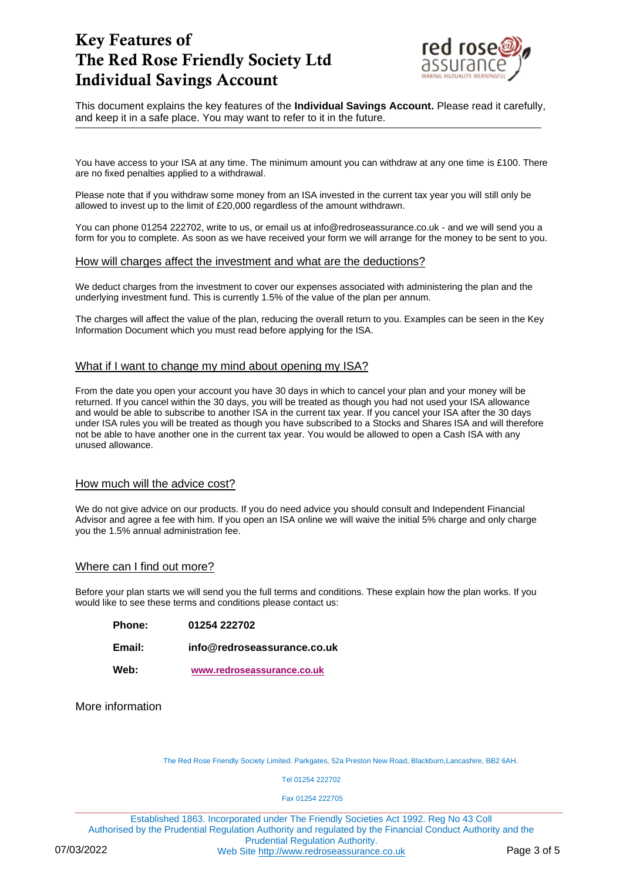# Key Features of The Red Rose Friendly Society Ltd Individual Savings Account

This document explains the key features of the **Individual Savings Account.** Please read it carefully, and keep it in a safe place. You may want to refer to it in the future.

---

You have access to your ISA at any time. The minimum amount you can withdraw at any one time is £100. There are no fixed penalties applied to a withdrawal.

Please note that if you withdraw some money from an ISA invested in the current tax year you will still only be allowed to invest up to the limit of £20,000 regardless of the amount withdrawn.

You can phone 01254 222702, write to us, or email us at info@redroseassurance.co.uk - and we will send you a form for you to complete. As soon as we have received your form we will arrange for the money to be sent to you.

## How will charges affect the investment and what are the deductions?

We deduct charges from the investment to cover our expenses associated with administering the plan and the underlying investment fund. This is currently 1.5% of the value of the plan per annum.

The charges will affect the value of the plan, reducing the overall return to you. Examples can be seen in the Key Information Document which you must read before applying for the ISA.

## What if I want to change my mind about opening my ISA?

From the date you open your account you have 30 days in which to cancel your plan and your money will be returned. If you cancel within the 30 days, you will be treated as though you had not used your ISA allowance and would be able to subscribe to another ISA in the current tax year. If you cancel your ISA after the 30 days under ISA rules you will be treated as though you have subscribed to a Stocks and Shares ISA and will therefore not be able to have another one in the current tax year. You would be allowed to open a Cash ISA with any unused allowance.

## How much will the advice cost?

We do not give advice on our products. If you do need advice you should consult and Independent Financial Advisor and agree a fee with him. If you open an ISA online we will waive the initial 5% charge and only charge you the 1.5% annual administration fee.

## Where can I find out more?

Before your plan starts we will send you the full terms and conditions. These explain how the plan works. If you would like to see these terms and conditions please contact us:

**Phone:** **01254 222702**

**Email:** **info@redroseassurance.co.uk**

**Web:** **www.redroseassurance.co.uk**

More information

The Red Rose Friendly Society Limited. Parkgates, 52a Preston New Road, Blackburn,Lancashire, BB2 6AH.

Tel 01254 222702

Fax 01254 222705

Established 1863. Incorporated under The Friendly Societies Act 1992. Reg No 43 Coll
Authorised by the Prudential Regulation Authority and regulated by the Financial Conduct Authority and the Prudential Regulation Authority.
Web Site http://www.redroseassurance.co.uk

07/03/2022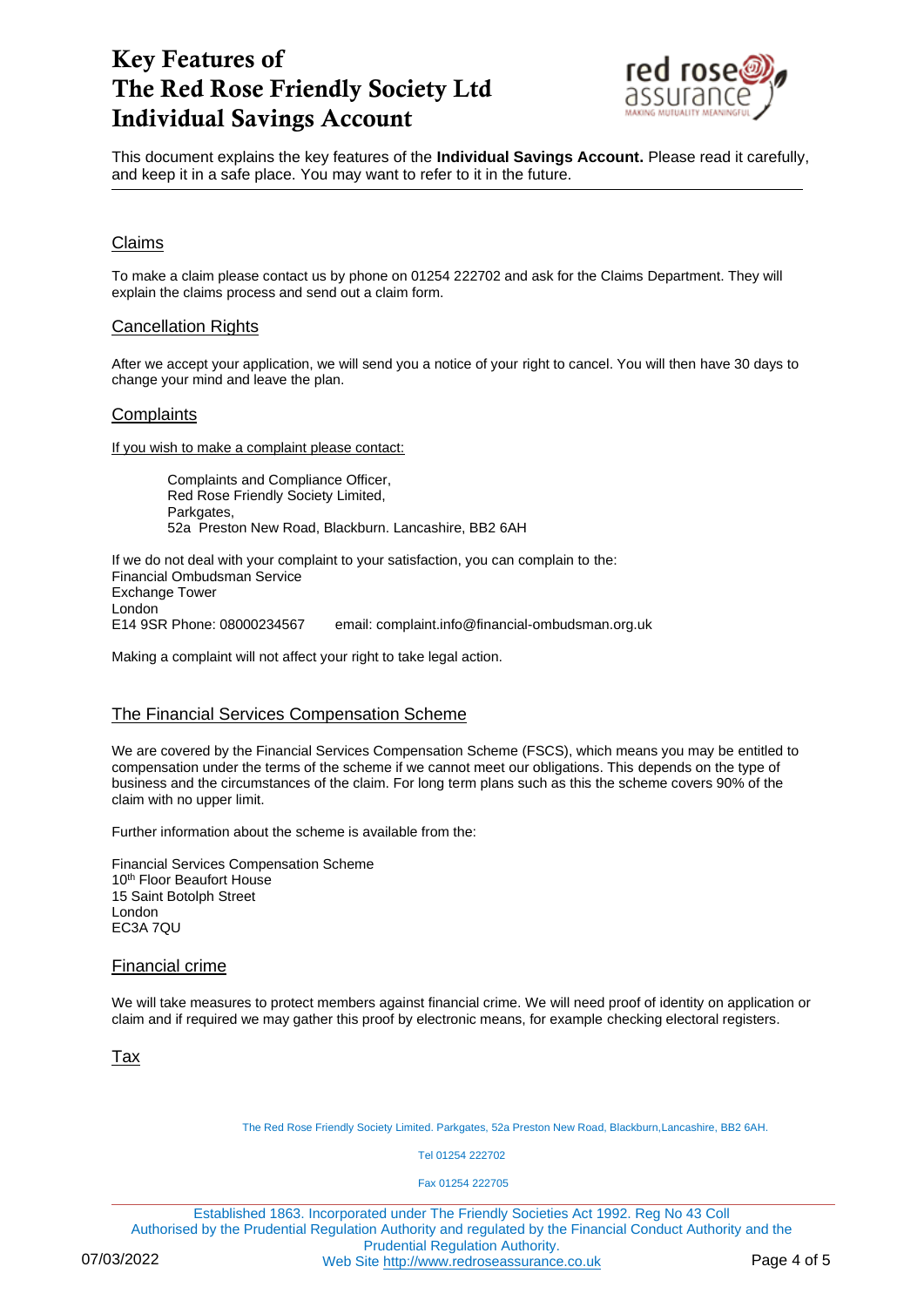# Key Features of The Red Rose Friendly Society Ltd Individual Savings Account

This document explains the key features of the **Individual Savings Account.** Please read it carefully, and keep it in a safe place. You may want to refer to it in the future.

## Claims

To make a claim please contact us by phone on 01254 222702 and ask for the Claims Department. They will explain the claims process and send out a claim form.

## Cancellation Rights

After we accept your application, we will send you a notice of your right to cancel. You will then have 30 days to change your mind and leave the plan.

## Complaints

If you wish to make a complaint please contact:

> Complaints and Compliance Officer,
> Red Rose Friendly Society Limited,
> Parkgates,
> 52a Preston New Road, Blackburn. Lancashire, BB2 6AH

If we do not deal with your complaint to your satisfaction, you can complain to the:
Financial Ombudsman Service
Exchange Tower
London
E14 9SR Phone: 08000234567 email: complaint.info@financial-ombudsman.org.uk

Making a complaint will not affect your right to take legal action.

## The Financial Services Compensation Scheme

We are covered by the Financial Services Compensation Scheme (FSCS), which means you may be entitled to compensation under the terms of the scheme if we cannot meet our obligations. This depends on the type of business and the circumstances of the claim. For long term plans such as this the scheme covers 90% of the claim with no upper limit.

Further information about the scheme is available from the:

Financial Services Compensation Scheme
10th Floor Beaufort House
15 Saint Botolph Street
London
EC3A 7QU

## Financial crime

We will take measures to protect members against financial crime. We will need proof of identity on application or claim and if required we may gather this proof by electronic means, for example checking electoral registers.

## Tax

The Red Rose Friendly Society Limited. Parkgates, 52a Preston New Road, Blackburn,Lancashire, BB2 6AH.

Tel 01254 222702

Fax 01254 222705

Established 1863. Incorporated under The Friendly Societies Act 1992. Reg No 43 Coll
Authorised by the Prudential Regulation Authority and regulated by the Financial Conduct Authority and the Prudential Regulation Authority.
Web Site http://www.redroseassurance.co.uk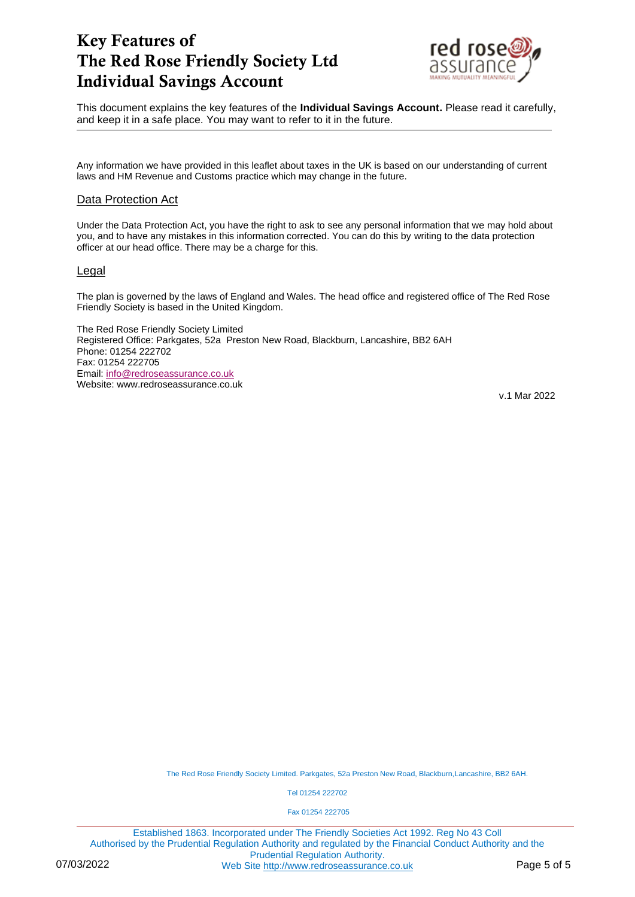# Key Features of The Red Rose Friendly Society Ltd Individual Savings Account

This document explains the key features of the **Individual Savings Account.** Please read it carefully, and keep it in a safe place. You may want to refer to it in the future.

Any information we have provided in this leaflet about taxes in the UK is based on our understanding of current laws and HM Revenue and Customs practice which may change in the future.

## Data Protection Act

Under the Data Protection Act, you have the right to ask to see any personal information that we may hold about you, and to have any mistakes in this information corrected. You can do this by writing to the data protection officer at our head office. There may be a charge for this.

## Legal

The plan is governed by the laws of England and Wales. The head office and registered office of The Red Rose Friendly Society is based in the United Kingdom.

The Red Rose Friendly Society Limited
Registered Office: Parkgates, 52a Preston New Road, Blackburn, Lancashire, BB2 6AH
Phone: 01254 222702
Fax: 01254 222705
Email: info@redroseassurance.co.uk
Website: www.redroseassurance.co.uk

v.1 Mar 2022

The Red Rose Friendly Society Limited. Parkgates, 52a Preston New Road, Blackburn,Lancashire, BB2 6AH.

Tel 01254 222702

Fax 01254 222705

Established 1863. Incorporated under The Friendly Societies Act 1992. Reg No 43 Coll
Authorised by the Prudential Regulation Authority and regulated by the Financial Conduct Authority and the Prudential Regulation Authority.
Web Site http://www.redroseassurance.co.uk

07/03/2022